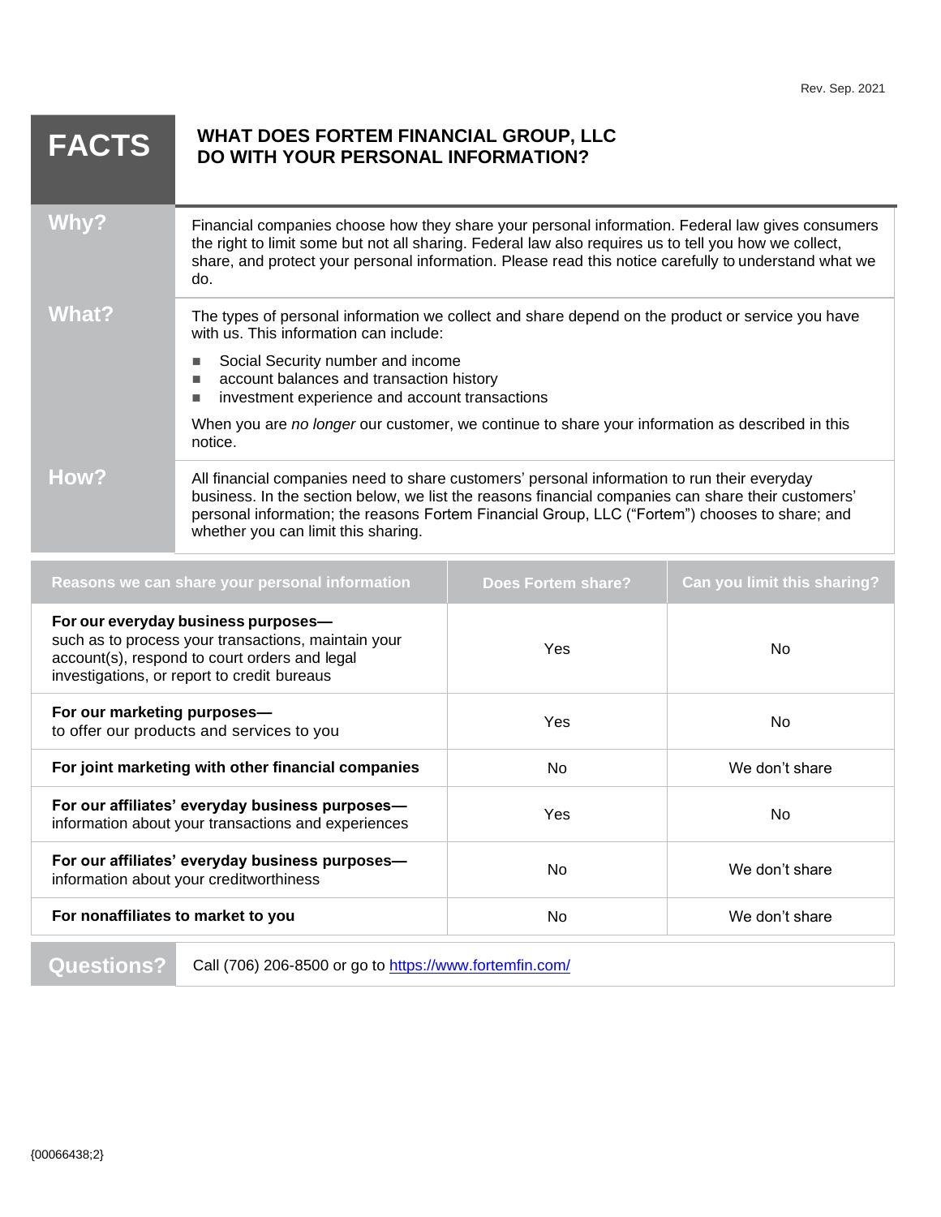Rev. Sep. 2021

# FACTS

## WHAT DOES FORTEM FINANCIAL GROUP, LLC DO WITH YOUR PERSONAL INFORMATION?

**Why?**

Financial companies choose how they share your personal information. Federal law gives consumers the right to limit some but not all sharing. Federal law also requires us to tell you how we collect, share, and protect your personal information. Please read this notice carefully to understand what we do.

**What?**

The types of personal information we collect and share depend on the product or service you have with us. This information can include:

- Social Security number and income
- account balances and transaction history
- investment experience and account transactions

When you are *no longer* our customer, we continue to share your information as described in this notice.

**How?**

All financial companies need to share customers' personal information to run their everyday business. In the section below, we list the reasons financial companies can share their customers' personal information; the reasons Fortem Financial Group, LLC ("Fortem") chooses to share; and whether you can limit this sharing.

| Reasons we can share your personal information | Does Fortem share? | Can you limit this sharing? |
|---|---|---|
| **For our everyday business purposes—** such as to process your transactions, maintain your account(s), respond to court orders and legal investigations, or report to credit bureaus | Yes | No |
| **For our marketing purposes—** to offer our products and services to you | Yes | No |
| **For joint marketing with other financial companies** | No | We don't share |
| **For our affiliates' everyday business purposes—** information about your transactions and experiences | Yes | No |
| **For our affiliates' everyday business purposes—** information about your creditworthiness | No | We don't share |
| **For nonaffiliates to market to you** | No | We don't share |

**Questions?** Call (706) 206-8500 or go to https://www.fortemfin.com/

{00066438;2}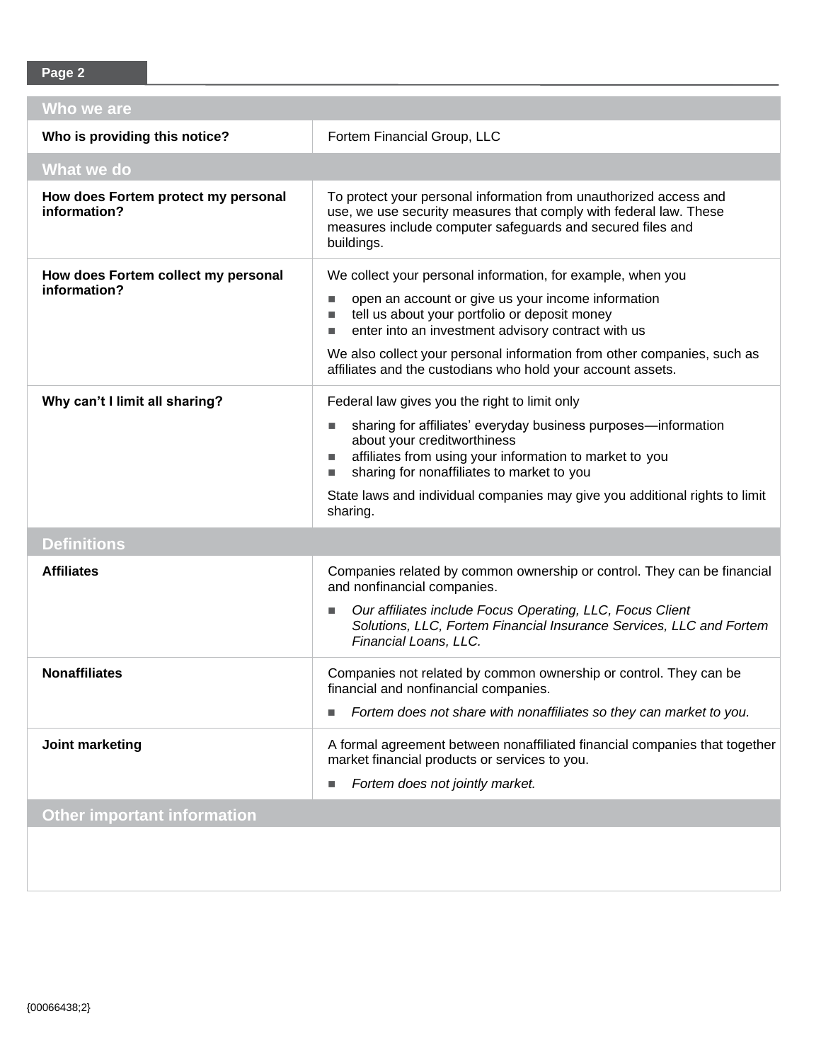| | |
|---|---|
| **Who we are** | |
| **Who is providing this notice?** | Fortem Financial Group, LLC |
| **What we do** | |
| **How does Fortem protect my personal information?** | To protect your personal information from unauthorized access and use, we use security measures that comply with federal law. These measures include computer safeguards and secured files and buildings. |
| **How does Fortem collect my personal information?** | We collect your personal information, for example, when you<br>■ open an account or give us your income information<br>■ tell us about your portfolio or deposit money<br>■ enter into an investment advisory contract with us<br><br>We also collect your personal information from other companies, such as affiliates and the custodians who hold your account assets. |
| **Why can't I limit all sharing?** | Federal law gives you the right to limit only<br>■ sharing for affiliates' everyday business purposes—information about your creditworthiness<br>■ affiliates from using your information to market to you<br>■ sharing for nonaffiliates to market to you<br><br>State laws and individual companies may give you additional rights to limit sharing. |
| **Definitions** | |
| **Affiliates** | Companies related by common ownership or control. They can be financial and nonfinancial companies.<br>■ *Our affiliates include Focus Operating, LLC, Focus Client Solutions, LLC, Fortem Financial Insurance Services, LLC and Fortem Financial Loans, LLC.* |
| **Nonaffiliates** | Companies not related by common ownership or control. They can be financial and nonfinancial companies.<br>■ *Fortem does not share with nonaffiliates so they can market to you.* |
| **Joint marketing** | A formal agreement between nonaffiliated financial companies that together market financial products or services to you.<br>■ *Fortem does not jointly market.* |
| **Other important information** | |
| | |

{00066438;2}